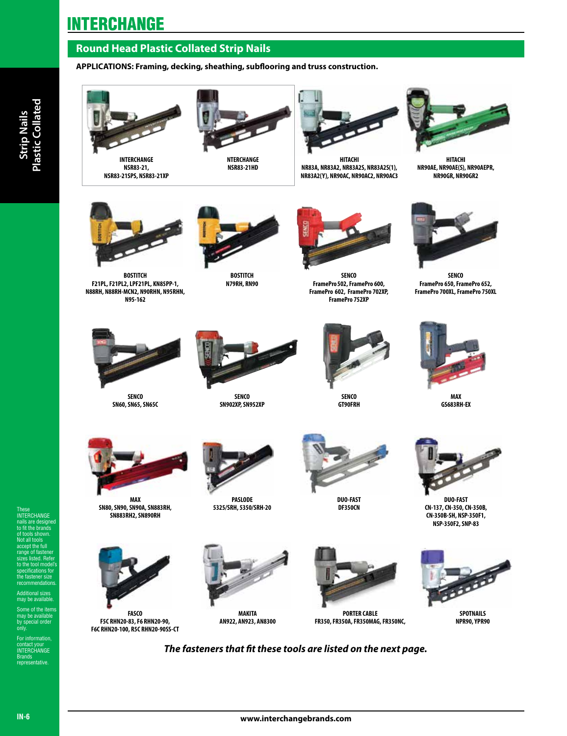# INTERCHANGE

## Round Head Plastic Collated Strip Nails

**APPLICATIONS: Framing, decking, sheathing, subflooring and truss construction.**

**INTERCHANGE**
NSR83-21,
NSR83-21SPS, NSR83-21XP

**NTERCHANGE**
NSR83-21HD

**HITACHI**
NR83A, NR83A2, NR83A2S, NR83A2S(1),
NR83A2(Y), NR90AC, NR90AC2, NR90AC3

**HITACHI**
NR90AE, NR90AE(S), NR90AEPR,
NR90GR, NR90GR2

**BOSTITCH**
F21PL, F21PL2, LPF21PL, KN85PP-1,
N88RH, N88RH-MCN2, N90RHN, N95RHN,
N95-162

**BOSTITCH**
N79RH, RN90

**SENCO**
FramePro 502, FramePro 600,
FramePro 602, FramePro 702XP,
FramePro 752XP

**SENCO**
FramePro 650, FramePro 652,
FramePro 700XL, FramePro 750XL

**SENCO**
SN60, SN65, SN65C

**SENCO**
SN902XP, SN952XP

**SENCO**
GT90FRH

**MAX**
GS683RH-EX

**MAX**
SN80, SN90, SN90A, SN883RH,
SN883RH2, SN890RH

**PASLODE**
5325/SRH, 5350/SRH-20

**DUO-FAST**
DF350CN

**DUO-FAST**
CN-137, CN-350, CN-350B,
CN-350B-SH, NSP-350F1,
NSP-350F2, SNP-83

**FASCO**
F5C RHN20-83, F6 RHN20-90,
F6C RHN20-100, R5C RHN20-90SS-CT

**MAKITA**
AN922, AN923, AN8300

**PORTER CABLE**
FR350, FR350A, FR350MAG, FR350NC,

**SPOTNAILS**
NPR90, YPR90

***The fasteners that fit these tools are listed on the next page.***

These INTERCHANGE nails are designed to fit the brands of tools shown. Not all tools accept the full range of fastener sizes listed. Refer to the tool model's specifications for the fastener size recommendations.

Additional sizes may be available.

Some of the items may be available by special order only.

For information, contact your INTERCHANGE Brands representative.

www.interchangebrands.com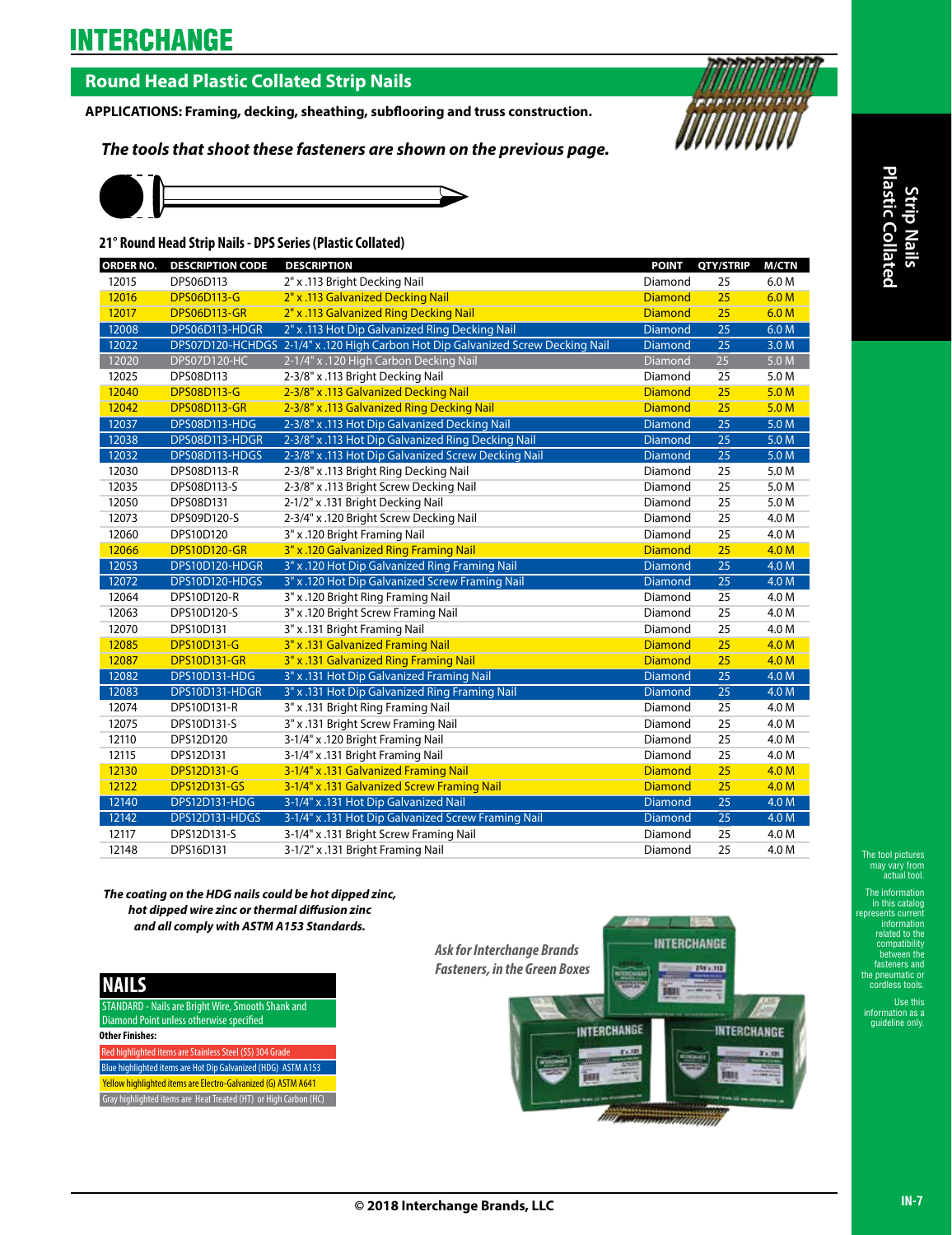# INTERCHANGE

## Round Head Plastic Collated Strip Nails

**APPLICATIONS: Framing, decking, sheathing, subflooring and truss construction.**

***The tools that shoot these fasteners are shown on the previous page.***

### 21° Round Head Strip Nails - DPS Series (Plastic Collated)

| ORDER NO. | DESCRIPTION CODE | DESCRIPTION | POINT | QTY/STRIP | M/CTN |
|---|---|---|---|---|---|
| 12015 | DPS06D113 | 2" x .113 Bright Decking Nail | Diamond | 25 | 6.0 M |
| 12016 | DPS06D113-G | 2" x .113 Galvanized Decking Nail | Diamond | 25 | 6.0 M |
| 12017 | DPS06D113-GR | 2" x .113 Galvanized Ring Decking Nail | Diamond | 25 | 6.0 M |
| 12008 | DPS06D113-HDGR | 2" x .113 Hot Dip Galvanized Ring Decking Nail | Diamond | 25 | 6.0 M |
| 12022 | DPS07D120-HCHDGS | 2-1/4" x .120 High Carbon Hot Dip Galvanized Screw Decking Nail | Diamond | 25 | 3.0 M |
| 12020 | DPS07D120-HC | 2-1/4" x .120 High Carbon Decking Nail | Diamond | 25 | 5.0 M |
| 12025 | DPS08D113 | 2-3/8" x .113 Bright Decking Nail | Diamond | 25 | 5.0 M |
| 12040 | DPS08D113-G | 2-3/8" x .113 Galvanized Decking Nail | Diamond | 25 | 5.0 M |
| 12042 | DPS08D113-GR | 2-3/8" x .113 Galvanized Ring Decking Nail | Diamond | 25 | 5.0 M |
| 12037 | DPS08D113-HDG | 2-3/8" x .113 Hot Dip Galvanized Decking Nail | Diamond | 25 | 5.0 M |
| 12038 | DPS08D113-HDGR | 2-3/8" x .113 Hot Dip Galvanized Ring Decking Nail | Diamond | 25 | 5.0 M |
| 12032 | DPS08D113-HDGS | 2-3/8" x .113 Hot Dip Galvanized Screw Decking Nail | Diamond | 25 | 5.0 M |
| 12030 | DPS08D113-R | 2-3/8" x .113 Bright Ring Decking Nail | Diamond | 25 | 5.0 M |
| 12035 | DPS08D113-S | 2-3/8" x .113 Bright Screw Decking Nail | Diamond | 25 | 5.0 M |
| 12050 | DPS08D131 | 2-1/2" x .131 Bright Decking Nail | Diamond | 25 | 5.0 M |
| 12073 | DPS09D120-S | 2-3/4" x .120 Bright Screw Decking Nail | Diamond | 25 | 4.0 M |
| 12060 | DPS10D120 | 3" x .120 Bright Framing Nail | Diamond | 25 | 4.0 M |
| 12066 | DPS10D120-GR | 3" x .120 Galvanized Ring Framing Nail | Diamond | 25 | 4.0 M |
| 12053 | DPS10D120-HDGR | 3" x .120 Hot Dip Galvanized Ring Framing Nail | Diamond | 25 | 4.0 M |
| 12072 | DPS10D120-HDGS | 3" x .120 Hot Dip Galvanized Screw Framing Nail | Diamond | 25 | 4.0 M |
| 12064 | DPS10D120-R | 3" x .120 Bright Ring Framing Nail | Diamond | 25 | 4.0 M |
| 12063 | DPS10D120-S | 3" x .120 Bright Screw Framing Nail | Diamond | 25 | 4.0 M |
| 12070 | DPS10D131 | 3" x .131 Bright Framing Nail | Diamond | 25 | 4.0 M |
| 12085 | DPS10D131-G | 3" x .131 Galvanized Framing Nail | Diamond | 25 | 4.0 M |
| 12087 | DPS10D131-GR | 3" x .131 Galvanized Ring Framing Nail | Diamond | 25 | 4.0 M |
| 12082 | DPS10D131-HDG | 3" x .131 Hot Dip Galvanized Framing Nail | Diamond | 25 | 4.0 M |
| 12083 | DPS10D131-HDGR | 3" x .131 Hot Dip Galvanized Ring Framing Nail | Diamond | 25 | 4.0 M |
| 12074 | DPS10D131-R | 3" x .131 Bright Ring Framing Nail | Diamond | 25 | 4.0 M |
| 12075 | DPS10D131-S | 3" x .131 Bright Screw Framing Nail | Diamond | 25 | 4.0 M |
| 12110 | DPS12D120 | 3-1/4" x .120 Bright Framing Nail | Diamond | 25 | 4.0 M |
| 12115 | DPS12D131 | 3-1/4" x .131 Bright Framing Nail | Diamond | 25 | 4.0 M |
| 12130 | DPS12D131-G | 3-1/4" x .131 Galvanized Framing Nail | Diamond | 25 | 4.0 M |
| 12122 | DPS12D131-GS | 3-1/4" x .131 Galvanized Screw Framing Nail | Diamond | 25 | 4.0 M |
| 12140 | DPS12D131-HDG | 3-1/4" x .131 Hot Dip Galvanized Nail | Diamond | 25 | 4.0 M |
| 12142 | DPS12D131-HDGS | 3-1/4" x .131 Hot Dip Galvanized Screw Framing Nail | Diamond | 25 | 4.0 M |
| 12117 | DPS12D131-S | 3-1/4" x .131 Bright Screw Framing Nail | Diamond | 25 | 4.0 M |
| 12148 | DPS16D131 | 3-1/2" x .131 Bright Framing Nail | Diamond | 25 | 4.0 M |

***The coating on the HDG nails could be hot dipped zinc, hot dipped wire zinc or thermal diffusion zinc and all comply with ASTM A153 Standards.***

## NAILS

STANDARD - Nails are Bright Wire, Smooth Shank and Diamond Point unless otherwise specified

**Other Finishes:**

- Red highlighted items are Stainless Steel (SS) 304 Grade
- Blue highlighted items are Hot Dip Galvanized (HDG) ASTM A153
- Yellow highlighted items are Electro-Galvanized (G) ASTM A641
- Gray highlighted items are Heat Treated (HT) or High Carbon (HC)

***Ask for Interchange Brands Fasteners, in the Green Boxes***

The tool pictures may vary from actual tool.

The information in this catalog represents current information related to the compatibility between the fasteners and the pneumatic or cordless tools.

Use this information as a guideline only.

© 2018 Interchange Brands, LLC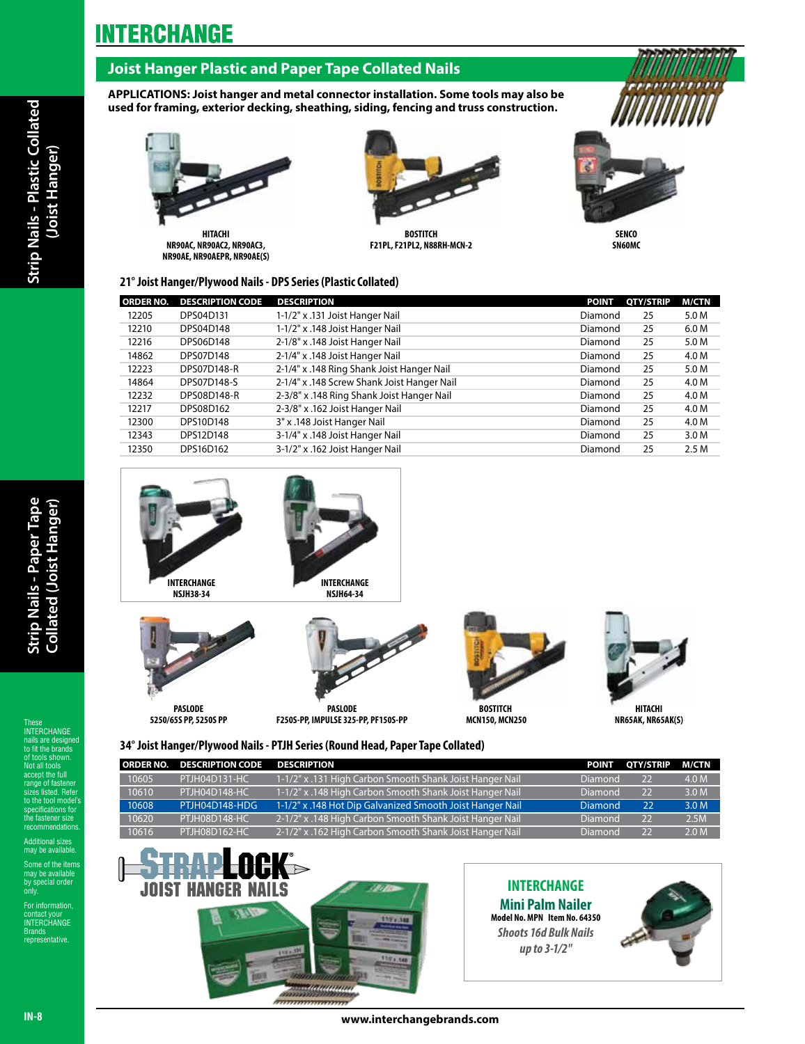# INTERCHANGE

## Joist Hanger Plastic and Paper Tape Collated Nails

**APPLICATIONS: Joist hanger and metal connector installation. Some tools may also be used for framing, exterior decking, sheathing, siding, fencing and truss construction.**

**HITACHI**
NR90AC, NR90AC2, NR90AC3, NR90AE, NR90AEPR, NR90AE(S)

**BOSTITCH**
F21PL, F21PL2, N88RH-MCN-2

**SENCO**
SN60MC

### 21° Joist Hanger/Plywood Nails - DPS Series (Plastic Collated)

| ORDER NO. | DESCRIPTION CODE | DESCRIPTION | POINT | QTY/STRIP | M/CTN |
|---|---|---|---|---|---|
| 12205 | DPS04D131 | 1-1/2" x .131 Joist Hanger Nail | Diamond | 25 | 5.0 M |
| 12210 | DPS04D148 | 1-1/2" x .148 Joist Hanger Nail | Diamond | 25 | 6.0 M |
| 12216 | DPS06D148 | 2-1/8" x .148 Joist Hanger Nail | Diamond | 25 | 5.0 M |
| 14862 | DPS07D148 | 2-1/4" x .148 Joist Hanger Nail | Diamond | 25 | 4.0 M |
| 12223 | DPS07D148-R | 2-1/4" x .148 Ring Shank Joist Hanger Nail | Diamond | 25 | 5.0 M |
| 14864 | DPS07D148-S | 2-1/4" x .148 Screw Shank Joist Hanger Nail | Diamond | 25 | 4.0 M |
| 12232 | DPS08D148-R | 2-3/8" x .148 Ring Shank Joist Hanger Nail | Diamond | 25 | 4.0 M |
| 12217 | DPS08D162 | 2-3/8" x .162 Joist Hanger Nail | Diamond | 25 | 4.0 M |
| 12300 | DPS10D148 | 3" x .148 Joist Hanger Nail | Diamond | 25 | 4.0 M |
| 12343 | DPS12D148 | 3-1/4" x .148 Joist Hanger Nail | Diamond | 25 | 3.0 M |
| 12350 | DPS16D162 | 3-1/2" x .162 Joist Hanger Nail | Diamond | 25 | 2.5 M |

**INTERCHANGE**
NSJH38-34

**INTERCHANGE**
NSJH64-34

**PASLODE**
5250/65S PP, 5250S PP

**PASLODE**
F250S-PP, IMPULSE 325-PP, PF150S-PP

**BOSTITCH**
MCN150, MCN250

**HITACHI**
NR65AK, NR65AK(S)

### 34° Joist Hanger/Plywood Nails - PTJH Series (Round Head, Paper Tape Collated)

| ORDER NO. | DESCRIPTION CODE | DESCRIPTION | POINT | QTY/STRIP | M/CTN |
|---|---|---|---|---|---|
| 10605 | PTJH04D131-HC | 1-1/2" x .131 High Carbon Smooth Shank Joist Hanger Nail | Diamond | 22 | 4.0 M |
| 10610 | PTJH04D148-HC | 1-1/2" x .148 High Carbon Smooth Shank Joist Hanger Nail | Diamond | 22 | 3.0 M |
| 10608 | PTJH04D148-HDG | 1-1/2" x .148 Hot Dip Galvanized Smooth Joist Hanger Nail | Diamond | 22 | 3.0 M |
| 10620 | PTJH08D148-HC | 2-1/2" x .148 High Carbon Smooth Shank Joist Hanger Nail | Diamond | 22 | 2.5M |
| 10616 | PTJH08D162-HC | 2-1/2" x .162 High Carbon Smooth Shank Joist Hanger Nail | Diamond | 22 | 2.0 M |

STRAPLOCK® JOIST HANGER NAILS

**INTERCHANGE**
**Mini Palm Nailer**
**Model No. MPN Item No. 64350**
*Shoots 16d Bulk Nails up to 3-1/2"*

These INTERCHANGE nails are designed to fit the brands of tools shown. Not all tools accept the full range of fastener sizes listed. Refer to the tool model's specifications for the fastener size recommendations.

Additional sizes may be available.

Some of the items may be available by special order only.

For information, contact your INTERCHANGE Brands representative.

www.interchangebrands.com